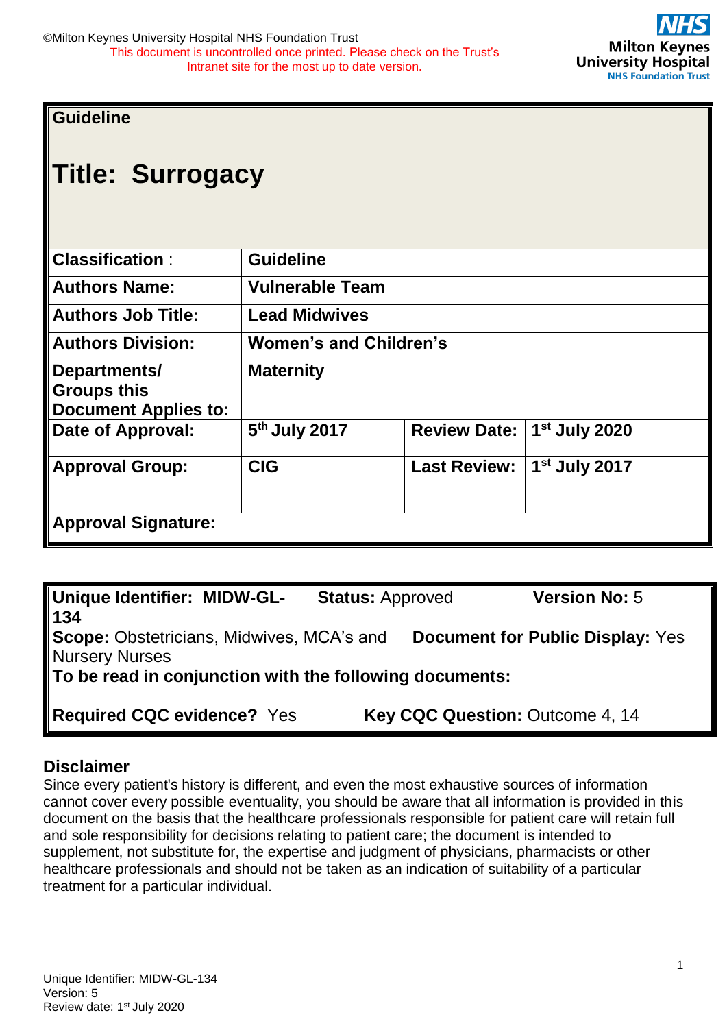©Milton Keynes University Hospital NHS Foundation Trust
This document is uncontrolled once printed. Please check on the Trust's Intranet site for the most up to date version.

**Guideline**

# Title: Surrogacy

| | | | |
|---|---|---|---|
| **Classification** : | **Guideline** | | |
| **Authors Name:** | **Vulnerable Team** | | |
| **Authors Job Title:** | **Lead Midwives** | | |
| **Authors Division:** | **Women's and Children's** | | |
| **Departments/ Groups this Document Applies to:** | **Maternity** | | |
| **Date of Approval:** | **5th July 2017** | **Review Date:** | **1st July 2020** |
| **Approval Group:** | **CIG** | **Last Review:** | **1st July 2017** |
| **Approval Signature:** | | | |

**Unique Identifier: MIDW-GL-134** **Status:** Approved **Version No:** 5
**Scope:** Obstetricians, Midwives, MCA's and Nursery Nurses **Document for Public Display:** Yes
**To be read in conjunction with the following documents:**

**Required CQC evidence?** Yes **Key CQC Question:** Outcome 4, 14

## Disclaimer

Since every patient's history is different, and even the most exhaustive sources of information cannot cover every possible eventuality, you should be aware that all information is provided in this document on the basis that the healthcare professionals responsible for patient care will retain full and sole responsibility for decisions relating to patient care; the document is intended to supplement, not substitute for, the expertise and judgment of physicians, pharmacists or other healthcare professionals and should not be taken as an indication of suitability of a particular treatment for a particular individual.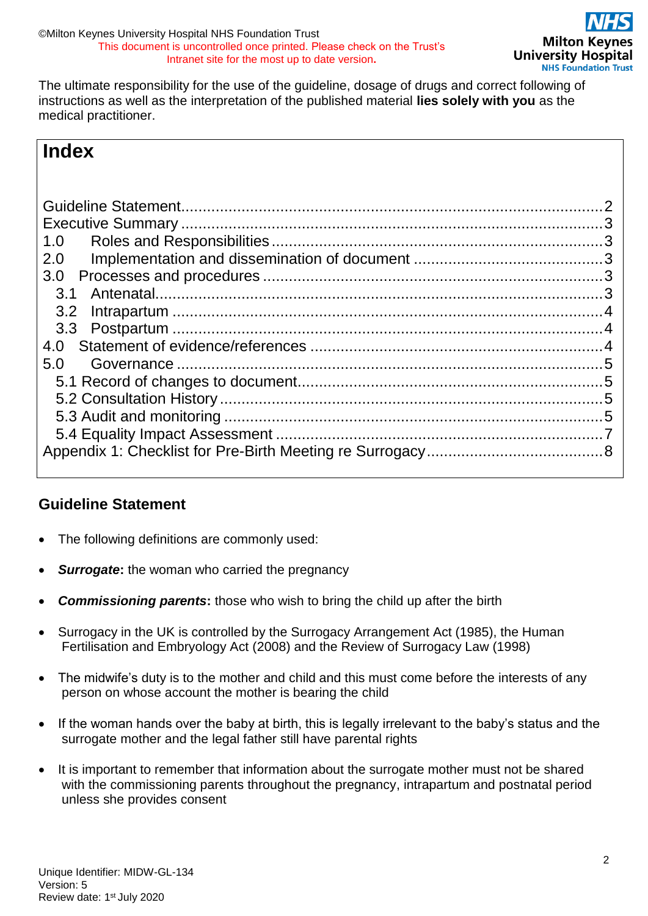The ultimate responsibility for the use of the guideline, dosage of drugs and correct following of instructions as well as the interpretation of the published material **lies solely with you** as the medical practitioner.

## Index

Guideline Statement.....2
Executive Summary.....3
1.0 Roles and Responsibilities.....3
2.0 Implementation and dissemination of document.....3
3.0 Processes and procedures.....3
3.1 Antenatal.....3
3.2 Intrapartum.....4
3.3 Postpartum.....4
4.0 Statement of evidence/references.....4
5.0 Governance.....5
5.1 Record of changes to document.....5
5.2 Consultation History.....5
5.3 Audit and monitoring.....5
5.4 Equality Impact Assessment.....7
Appendix 1: Checklist for Pre-Birth Meeting re Surrogacy.....8

## Guideline Statement

- The following definitions are commonly used:
- ***Surrogate*****:** the woman who carried the pregnancy
- ***Commissioning parents*****:** those who wish to bring the child up after the birth
- Surrogacy in the UK is controlled by the Surrogacy Arrangement Act (1985), the Human Fertilisation and Embryology Act (2008) and the Review of Surrogacy Law (1998)
- The midwife's duty is to the mother and child and this must come before the interests of any person on whose account the mother is bearing the child
- If the woman hands over the baby at birth, this is legally irrelevant to the baby's status and the surrogate mother and the legal father still have parental rights
- It is important to remember that information about the surrogate mother must not be shared with the commissioning parents throughout the pregnancy, intrapartum and postnatal period unless she provides consent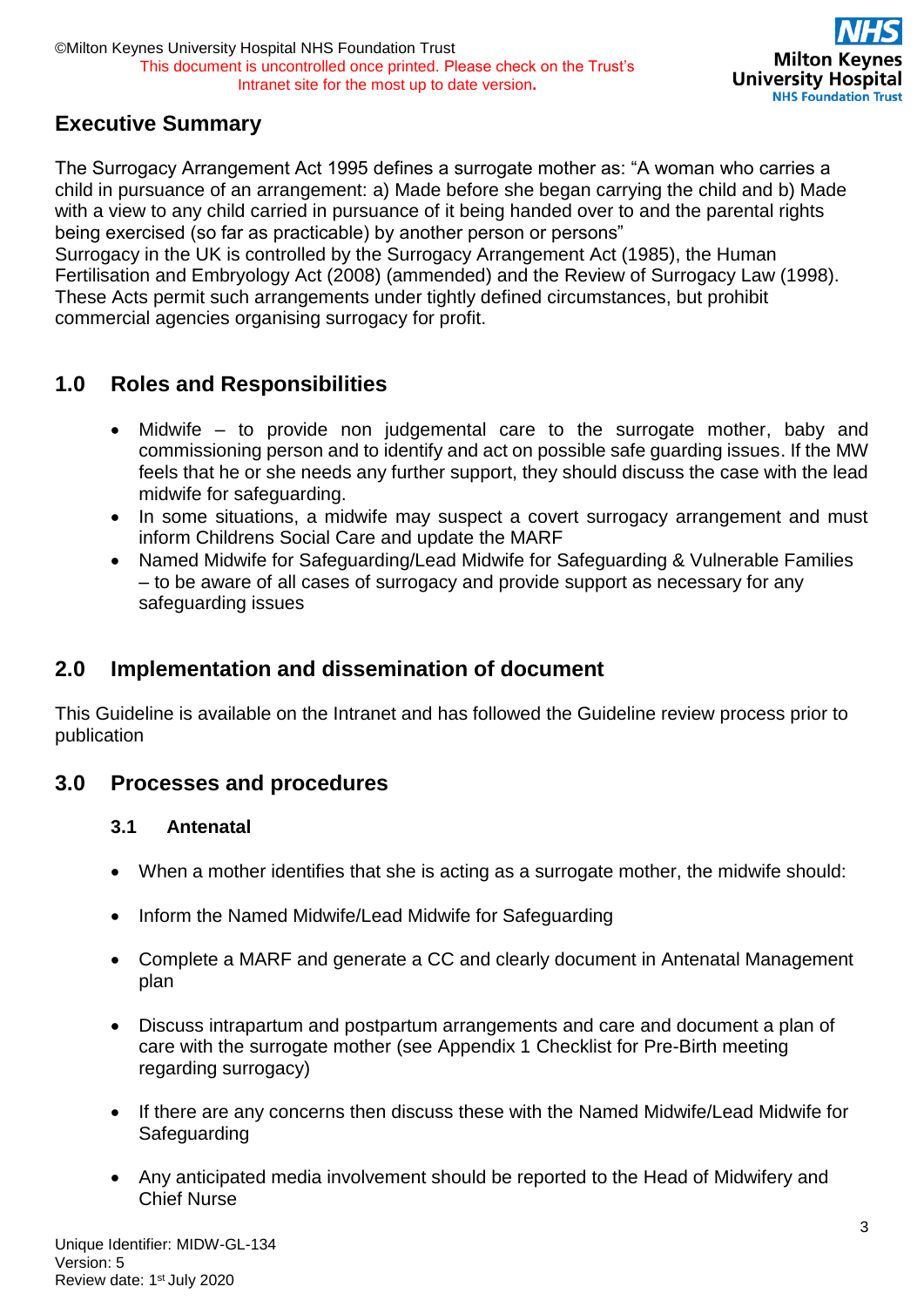## Executive Summary

The Surrogacy Arrangement Act 1995 defines a surrogate mother as: "A woman who carries a child in pursuance of an arrangement: a) Made before she began carrying the child and b) Made with a view to any child carried in pursuance of it being handed over to and the parental rights being exercised (so far as practicable) by another person or persons"
Surrogacy in the UK is controlled by the Surrogacy Arrangement Act (1985), the Human Fertilisation and Embryology Act (2008) (ammended) and the Review of Surrogacy Law (1998). These Acts permit such arrangements under tightly defined circumstances, but prohibit commercial agencies organising surrogacy for profit.

## 1.0 Roles and Responsibilities

- Midwife – to provide non judgemental care to the surrogate mother, baby and commissioning person and to identify and act on possible safe guarding issues. If the MW feels that he or she needs any further support, they should discuss the case with the lead midwife for safeguarding.
- In some situations, a midwife may suspect a covert surrogacy arrangement and must inform Childrens Social Care and update the MARF
- Named Midwife for Safeguarding/Lead Midwife for Safeguarding & Vulnerable Families – to be aware of all cases of surrogacy and provide support as necessary for any safeguarding issues

## 2.0 Implementation and dissemination of document

This Guideline is available on the Intranet and has followed the Guideline review process prior to publication

## 3.0 Processes and procedures

### 3.1 Antenatal

- When a mother identifies that she is acting as a surrogate mother, the midwife should:
- Inform the Named Midwife/Lead Midwife for Safeguarding
- Complete a MARF and generate a CC and clearly document in Antenatal Management plan
- Discuss intrapartum and postpartum arrangements and care and document a plan of care with the surrogate mother (see Appendix 1 Checklist for Pre-Birth meeting regarding surrogacy)
- If there are any concerns then discuss these with the Named Midwife/Lead Midwife for Safeguarding
- Any anticipated media involvement should be reported to the Head of Midwifery and Chief Nurse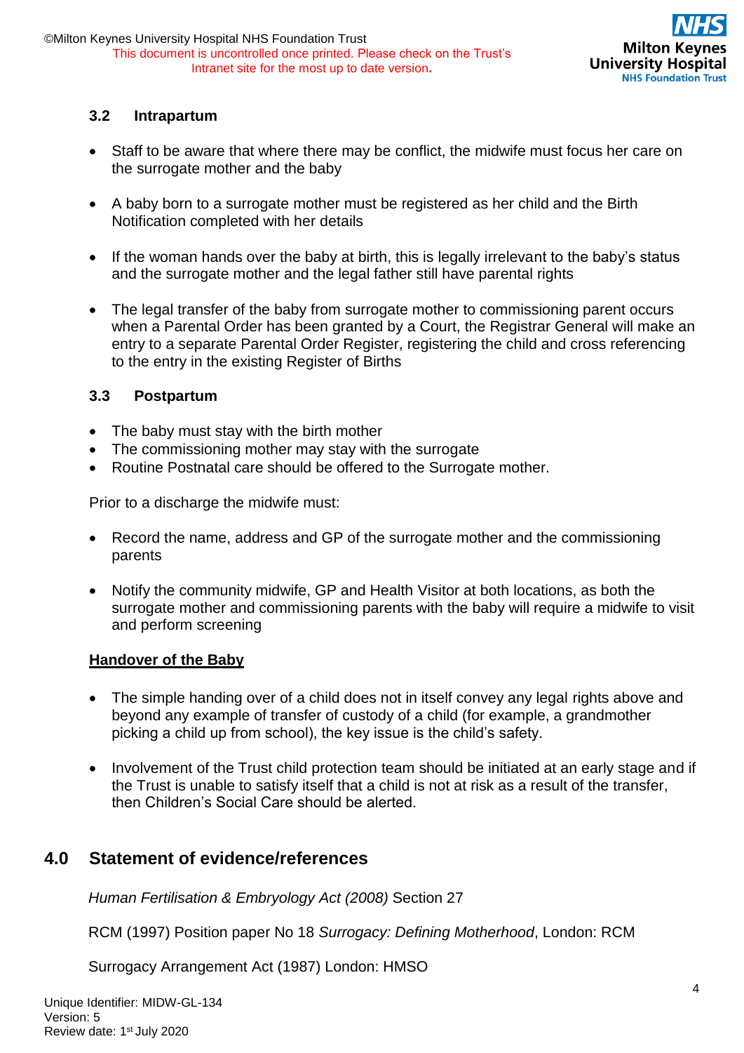### 3.2 Intrapartum

- Staff to be aware that where there may be conflict, the midwife must focus her care on the surrogate mother and the baby
- A baby born to a surrogate mother must be registered as her child and the Birth Notification completed with her details
- If the woman hands over the baby at birth, this is legally irrelevant to the baby's status and the surrogate mother and the legal father still have parental rights
- The legal transfer of the baby from surrogate mother to commissioning parent occurs when a Parental Order has been granted by a Court, the Registrar General will make an entry to a separate Parental Order Register, registering the child and cross referencing to the entry in the existing Register of Births

### 3.3 Postpartum

- The baby must stay with the birth mother
- The commissioning mother may stay with the surrogate
- Routine Postnatal care should be offered to the Surrogate mother.

Prior to a discharge the midwife must:

- Record the name, address and GP of the surrogate mother and the commissioning parents
- Notify the community midwife, GP and Health Visitor at both locations, as both the surrogate mother and commissioning parents with the baby will require a midwife to visit and perform screening

**Handover of the Baby**

- The simple handing over of a child does not in itself convey any legal rights above and beyond any example of transfer of custody of a child (for example, a grandmother picking a child up from school), the key issue is the child's safety.
- Involvement of the Trust child protection team should be initiated at an early stage and if the Trust is unable to satisfy itself that a child is not at risk as a result of the transfer, then Children's Social Care should be alerted.

## 4.0 Statement of evidence/references

*Human Fertilisation & Embryology Act (2008)* Section 27

RCM (1997) Position paper No 18 *Surrogacy: Defining Motherhood*, London: RCM

Surrogacy Arrangement Act (1987) London: HMSO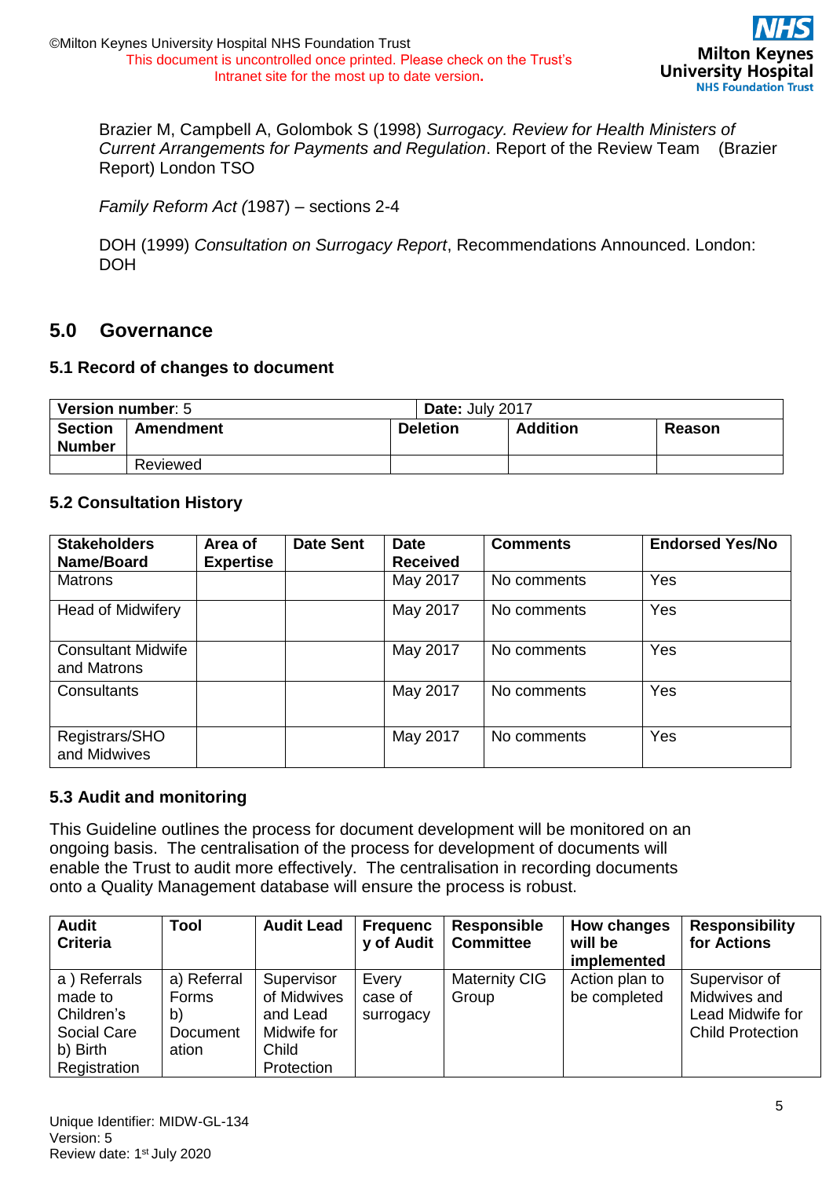Brazier M, Campbell A, Golombok S (1998) *Surrogacy. Review for Health Ministers of Current Arrangements for Payments and Regulation*. Report of the Review Team (Brazier Report) London TSO

*Family Reform Act (*1987) – sections 2-4

DOH (1999) *Consultation on Surrogacy Report*, Recommendations Announced. London: DOH

## 5.0 Governance

### 5.1 Record of changes to document

| **Version number**: 5 | | **Date:** July 2017 | | |
|---|---|---|---|---|
| **Section Number** | **Amendment** | **Deletion** | **Addition** | **Reason** |
| | Reviewed | | | |

### 5.2 Consultation History

| Stakeholders Name/Board | Area of Expertise | Date Sent | Date Received | Comments | Endorsed Yes/No |
|---|---|---|---|---|---|
| Matrons | | | May 2017 | No comments | Yes |
| Head of Midwifery | | | May 2017 | No comments | Yes |
| Consultant Midwife and Matrons | | | May 2017 | No comments | Yes |
| Consultants | | | May 2017 | No comments | Yes |
| Registrars/SHO and Midwives | | | May 2017 | No comments | Yes |

### 5.3 Audit and monitoring

This Guideline outlines the process for document development will be monitored on an ongoing basis. The centralisation of the process for development of documents will enable the Trust to audit more effectively. The centralisation in recording documents onto a Quality Management database will ensure the process is robust.

| Audit Criteria | Tool | Audit Lead | Frequency of Audit | Responsible Committee | How changes will be implemented | Responsibility for Actions |
|---|---|---|---|---|---|---|
| a ) Referrals made to Children's Social Care b) Birth Registration | a) Referral Forms b) Documentation | Supervisor of Midwives and Lead Midwife for Child Protection | Every case of surrogacy | Maternity CIG Group | Action plan to be completed | Supervisor of Midwives and Lead Midwife for Child Protection |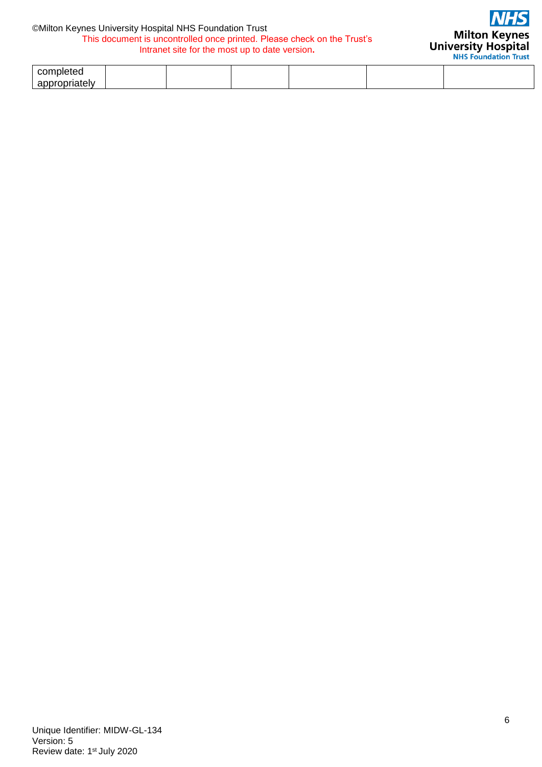| completed appropriately | | | | | | |
|---|---|---|---|---|---|---|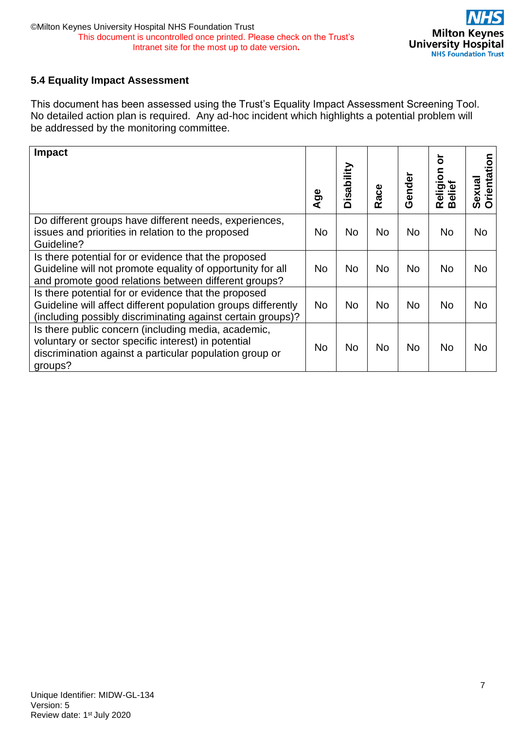### 5.4 Equality Impact Assessment

This document has been assessed using the Trust's Equality Impact Assessment Screening Tool. No detailed action plan is required. Any ad-hoc incident which highlights a potential problem will be addressed by the monitoring committee.

| Impact | Age | Disability | Race | Gender | Religion or Belief | Sexual Orientation |
|---|---|---|---|---|---|---|
| Do different groups have different needs, experiences, issues and priorities in relation to the proposed Guideline? | No | No | No | No | No | No |
| Is there potential for or evidence that the proposed Guideline will not promote equality of opportunity for all and promote good relations between different groups? | No | No | No | No | No | No |
| Is there potential for or evidence that the proposed Guideline will affect different population groups differently (including possibly discriminating against certain groups)? | No | No | No | No | No | No |
| Is there public concern (including media, academic, voluntary or sector specific interest) in potential discrimination against a particular population group or groups? | No | No | No | No | No | No |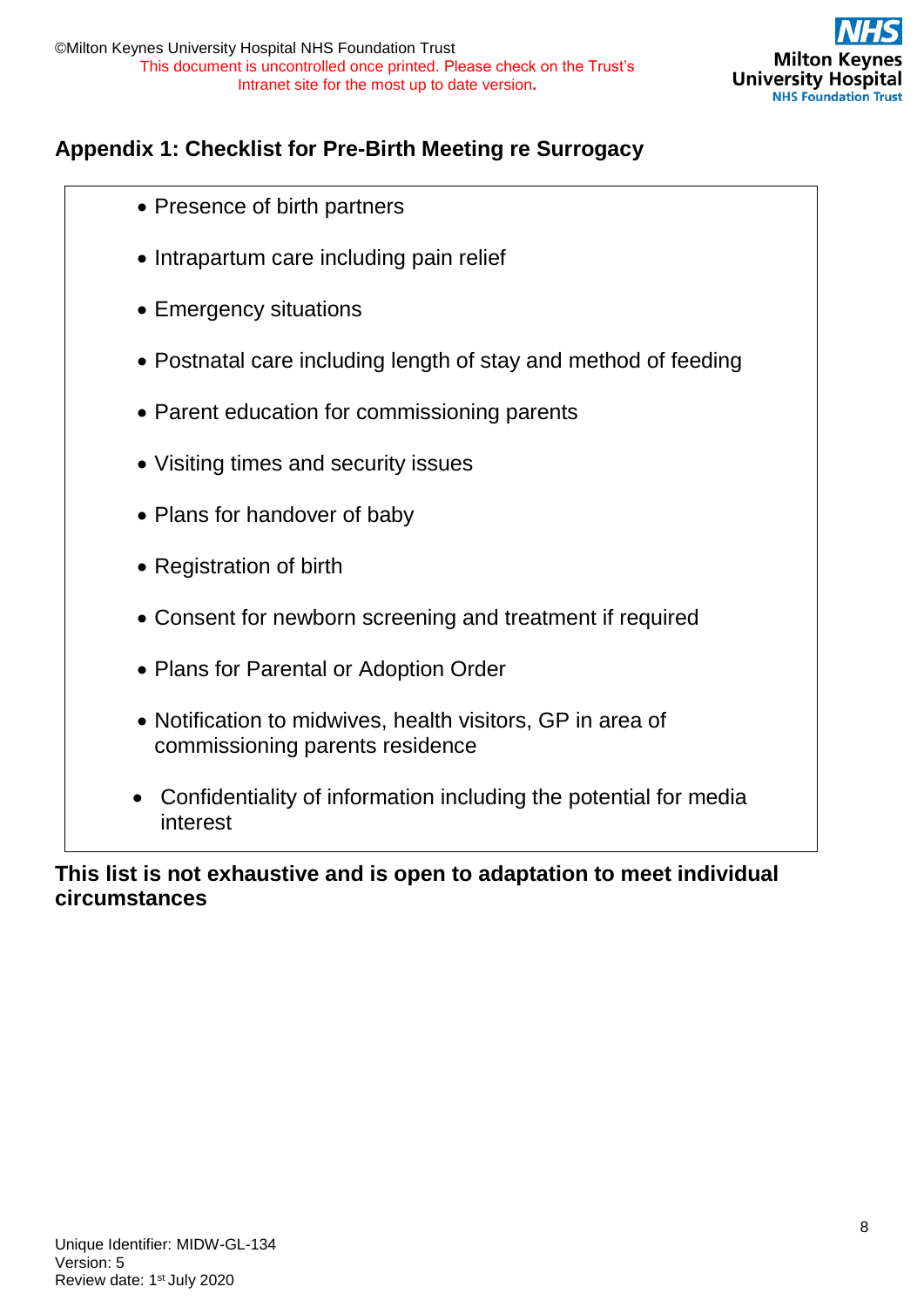## Appendix 1: Checklist for Pre-Birth Meeting re Surrogacy

- Presence of birth partners
- Intrapartum care including pain relief
- Emergency situations
- Postnatal care including length of stay and method of feeding
- Parent education for commissioning parents
- Visiting times and security issues
- Plans for handover of baby
- Registration of birth
- Consent for newborn screening and treatment if required
- Plans for Parental or Adoption Order
- Notification to midwives, health visitors, GP in area of commissioning parents residence
- Confidentiality of information including the potential for media interest

**This list is not exhaustive and is open to adaptation to meet individual circumstances**